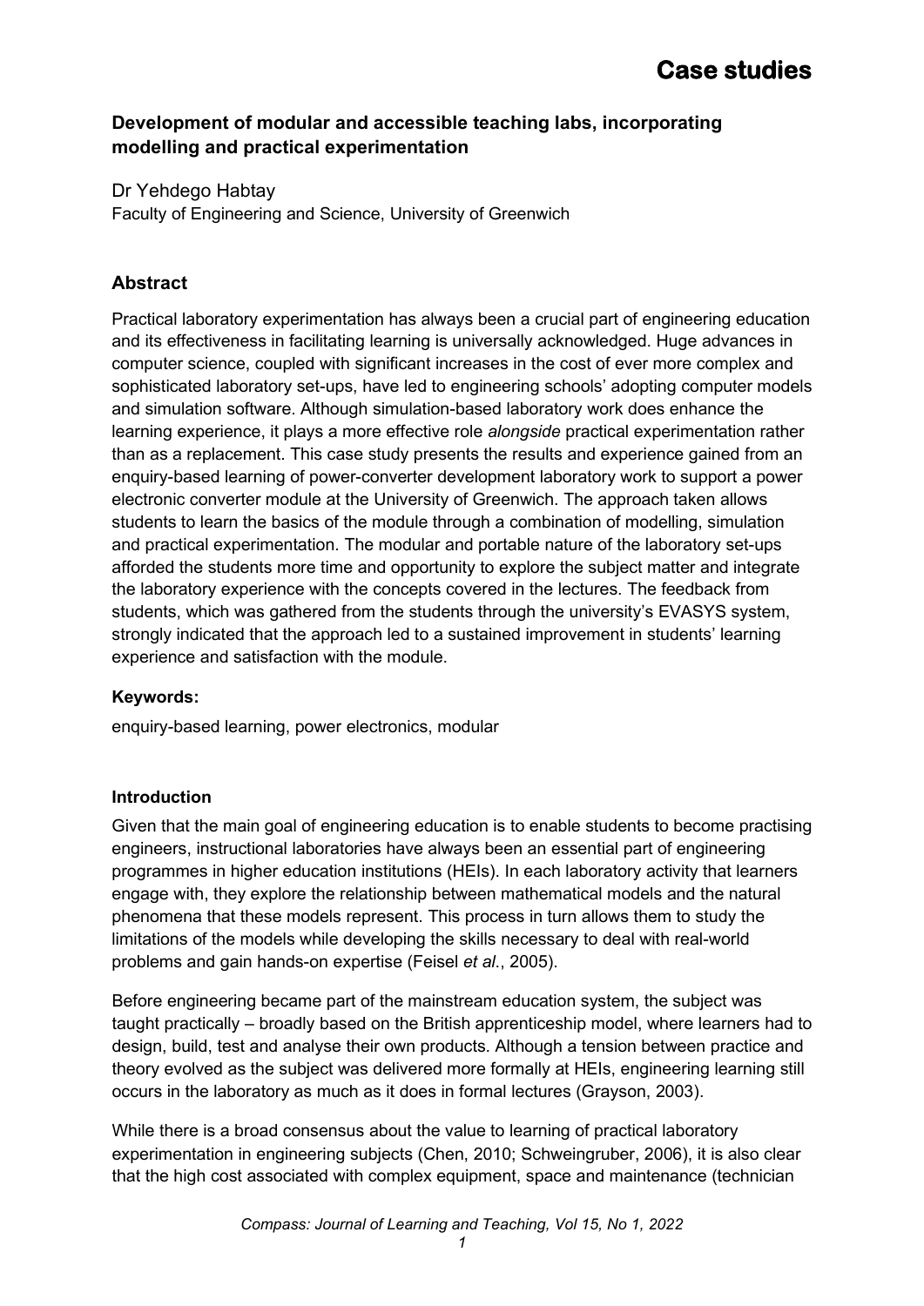# Case studies

## Development of modular and accessible teaching labs, incorporating modelling and practical experimentation

Dr Yehdego Habtay
Faculty of Engineering and Science, University of Greenwich

## Abstract

Practical laboratory experimentation has always been a crucial part of engineering education and its effectiveness in facilitating learning is universally acknowledged. Huge advances in computer science, coupled with significant increases in the cost of ever more complex and sophisticated laboratory set-ups, have led to engineering schools' adopting computer models and simulation software. Although simulation-based laboratory work does enhance the learning experience, it plays a more effective role *alongside* practical experimentation rather than as a replacement. This case study presents the results and experience gained from an enquiry-based learning of power-converter development laboratory work to support a power electronic converter module at the University of Greenwich. The approach taken allows students to learn the basics of the module through a combination of modelling, simulation and practical experimentation. The modular and portable nature of the laboratory set-ups afforded the students more time and opportunity to explore the subject matter and integrate the laboratory experience with the concepts covered in the lectures. The feedback from students, which was gathered from the students through the university's EVASYS system, strongly indicated that the approach led to a sustained improvement in students' learning experience and satisfaction with the module.

**Keywords:**

enquiry-based learning, power electronics, modular

### Introduction

Given that the main goal of engineering education is to enable students to become practising engineers, instructional laboratories have always been an essential part of engineering programmes in higher education institutions (HEIs). In each laboratory activity that learners engage with, they explore the relationship between mathematical models and the natural phenomena that these models represent. This process in turn allows them to study the limitations of the models while developing the skills necessary to deal with real-world problems and gain hands-on expertise (Feisel *et al*., 2005).

Before engineering became part of the mainstream education system, the subject was taught practically – broadly based on the British apprenticeship model, where learners had to design, build, test and analyse their own products. Although a tension between practice and theory evolved as the subject was delivered more formally at HEIs, engineering learning still occurs in the laboratory as much as it does in formal lectures (Grayson, 2003).

While there is a broad consensus about the value to learning of practical laboratory experimentation in engineering subjects (Chen, 2010; Schweingruber, 2006), it is also clear that the high cost associated with complex equipment, space and maintenance (technician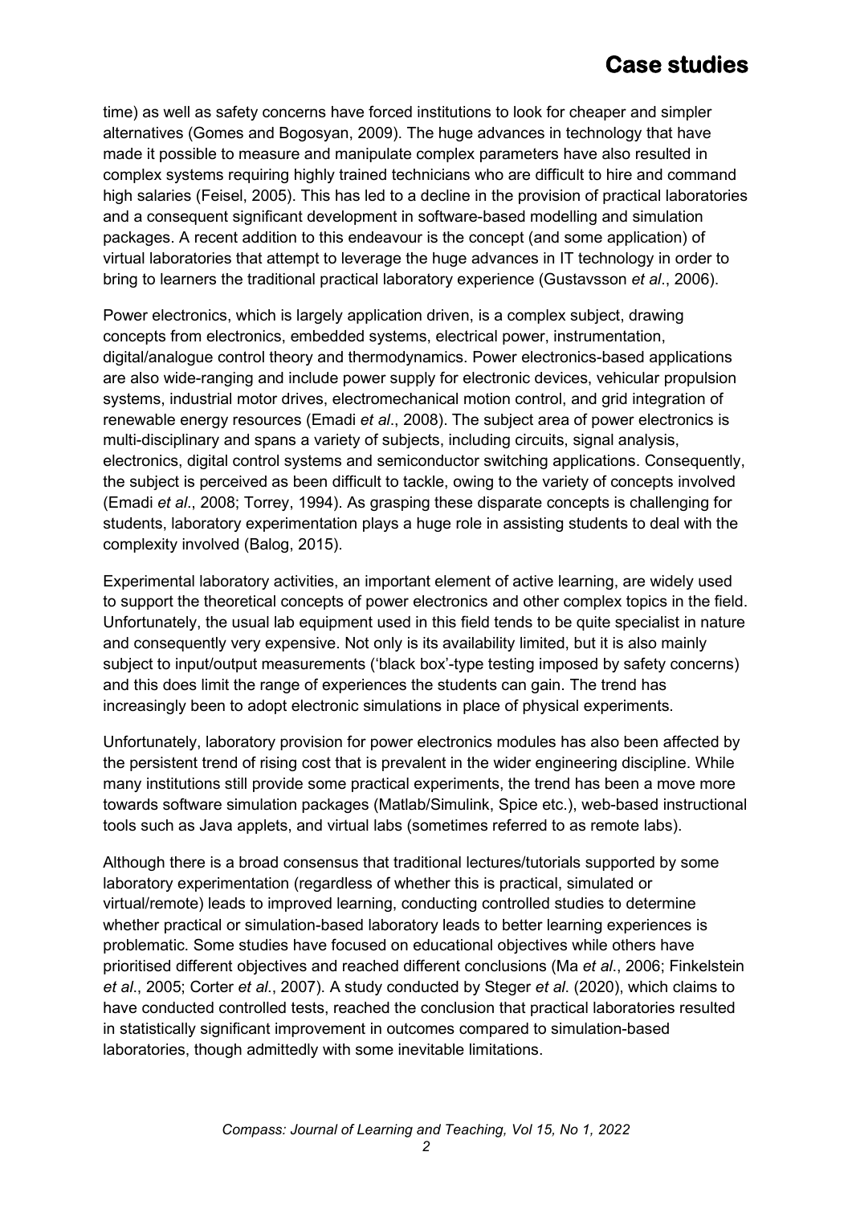time) as well as safety concerns have forced institutions to look for cheaper and simpler alternatives (Gomes and Bogosyan, 2009). The huge advances in technology that have made it possible to measure and manipulate complex parameters have also resulted in complex systems requiring highly trained technicians who are difficult to hire and command high salaries (Feisel, 2005). This has led to a decline in the provision of practical laboratories and a consequent significant development in software-based modelling and simulation packages. A recent addition to this endeavour is the concept (and some application) of virtual laboratories that attempt to leverage the huge advances in IT technology in order to bring to learners the traditional practical laboratory experience (Gustavsson *et al*., 2006).

Power electronics, which is largely application driven, is a complex subject, drawing concepts from electronics, embedded systems, electrical power, instrumentation, digital/analogue control theory and thermodynamics. Power electronics-based applications are also wide-ranging and include power supply for electronic devices, vehicular propulsion systems, industrial motor drives, electromechanical motion control, and grid integration of renewable energy resources (Emadi *et al*., 2008). The subject area of power electronics is multi-disciplinary and spans a variety of subjects, including circuits, signal analysis, electronics, digital control systems and semiconductor switching applications. Consequently, the subject is perceived as been difficult to tackle, owing to the variety of concepts involved (Emadi *et al*., 2008; Torrey, 1994). As grasping these disparate concepts is challenging for students, laboratory experimentation plays a huge role in assisting students to deal with the complexity involved (Balog, 2015).

Experimental laboratory activities, an important element of active learning, are widely used to support the theoretical concepts of power electronics and other complex topics in the field. Unfortunately, the usual lab equipment used in this field tends to be quite specialist in nature and consequently very expensive. Not only is its availability limited, but it is also mainly subject to input/output measurements ('black box'-type testing imposed by safety concerns) and this does limit the range of experiences the students can gain. The trend has increasingly been to adopt electronic simulations in place of physical experiments.

Unfortunately, laboratory provision for power electronics modules has also been affected by the persistent trend of rising cost that is prevalent in the wider engineering discipline. While many institutions still provide some practical experiments, the trend has been a move more towards software simulation packages (Matlab/Simulink, Spice etc.), web-based instructional tools such as Java applets, and virtual labs (sometimes referred to as remote labs).

Although there is a broad consensus that traditional lectures/tutorials supported by some laboratory experimentation (regardless of whether this is practical, simulated or virtual/remote) leads to improved learning, conducting controlled studies to determine whether practical or simulation-based laboratory leads to better learning experiences is problematic. Some studies have focused on educational objectives while others have prioritised different objectives and reached different conclusions (Ma *et al*., 2006; Finkelstein *et al*., 2005; Corter *et al*., 2007). A study conducted by Steger *et al*. (2020), which claims to have conducted controlled tests, reached the conclusion that practical laboratories resulted in statistically significant improvement in outcomes compared to simulation-based laboratories, though admittedly with some inevitable limitations.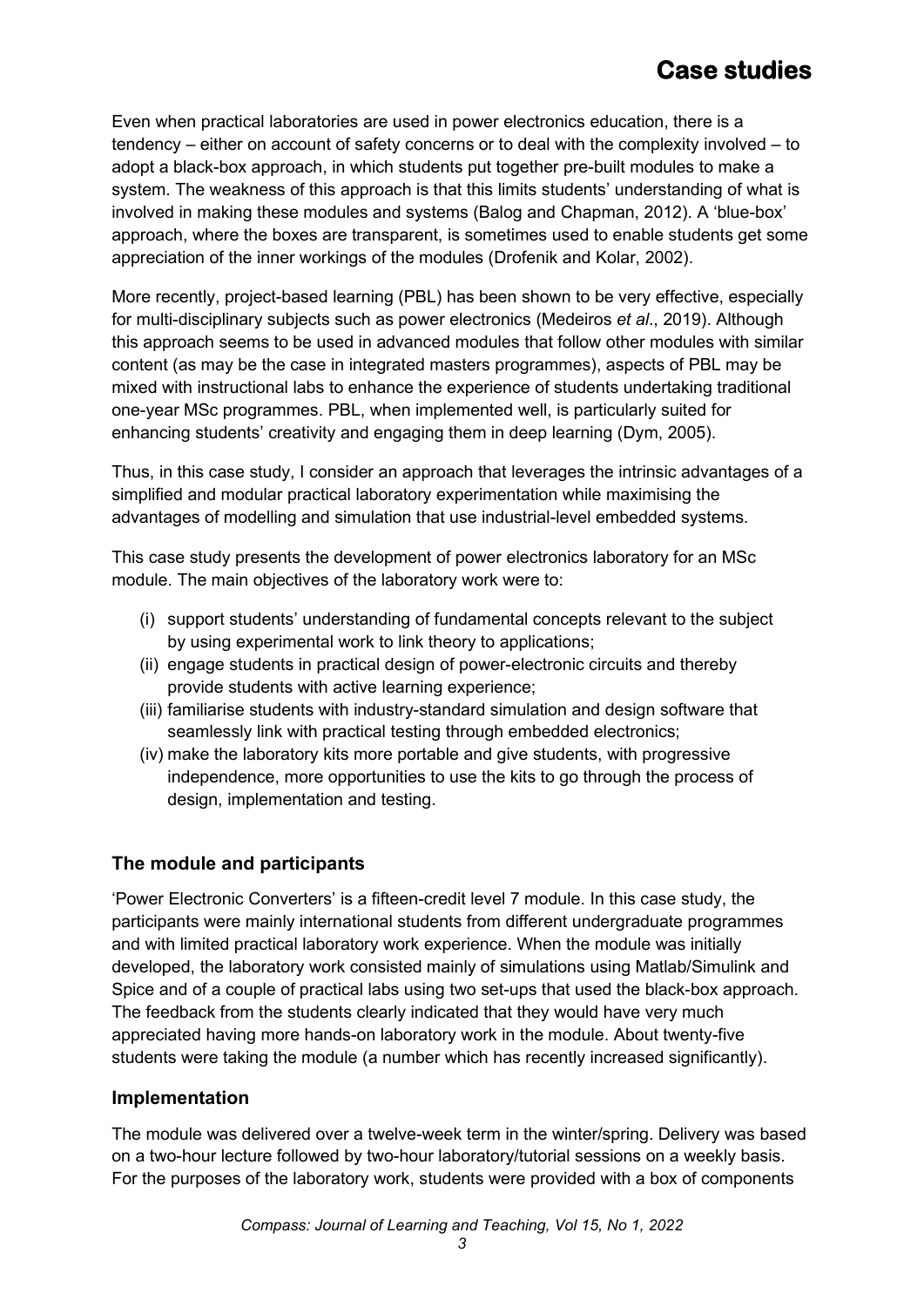Even when practical laboratories are used in power electronics education, there is a tendency – either on account of safety concerns or to deal with the complexity involved – to adopt a black-box approach, in which students put together pre-built modules to make a system. The weakness of this approach is that this limits students' understanding of what is involved in making these modules and systems (Balog and Chapman, 2012). A 'blue-box' approach, where the boxes are transparent, is sometimes used to enable students get some appreciation of the inner workings of the modules (Drofenik and Kolar, 2002).

More recently, project-based learning (PBL) has been shown to be very effective, especially for multi-disciplinary subjects such as power electronics (Medeiros *et al*., 2019). Although this approach seems to be used in advanced modules that follow other modules with similar content (as may be the case in integrated masters programmes), aspects of PBL may be mixed with instructional labs to enhance the experience of students undertaking traditional one-year MSc programmes. PBL, when implemented well, is particularly suited for enhancing students' creativity and engaging them in deep learning (Dym, 2005).

Thus, in this case study, I consider an approach that leverages the intrinsic advantages of a simplified and modular practical laboratory experimentation while maximising the advantages of modelling and simulation that use industrial-level embedded systems.

This case study presents the development of power electronics laboratory for an MSc module. The main objectives of the laboratory work were to:

(i) support students' understanding of fundamental concepts relevant to the subject by using experimental work to link theory to applications;
(ii) engage students in practical design of power-electronic circuits and thereby provide students with active learning experience;
(iii) familiarise students with industry-standard simulation and design software that seamlessly link with practical testing through embedded electronics;
(iv) make the laboratory kits more portable and give students, with progressive independence, more opportunities to use the kits to go through the process of design, implementation and testing.

## The module and participants

'Power Electronic Converters' is a fifteen-credit level 7 module. In this case study, the participants were mainly international students from different undergraduate programmes and with limited practical laboratory work experience. When the module was initially developed, the laboratory work consisted mainly of simulations using Matlab/Simulink and Spice and of a couple of practical labs using two set-ups that used the black-box approach. The feedback from the students clearly indicated that they would have very much appreciated having more hands-on laboratory work in the module. About twenty-five students were taking the module (a number which has recently increased significantly).

## Implementation

The module was delivered over a twelve-week term in the winter/spring. Delivery was based on a two-hour lecture followed by two-hour laboratory/tutorial sessions on a weekly basis. For the purposes of the laboratory work, students were provided with a box of components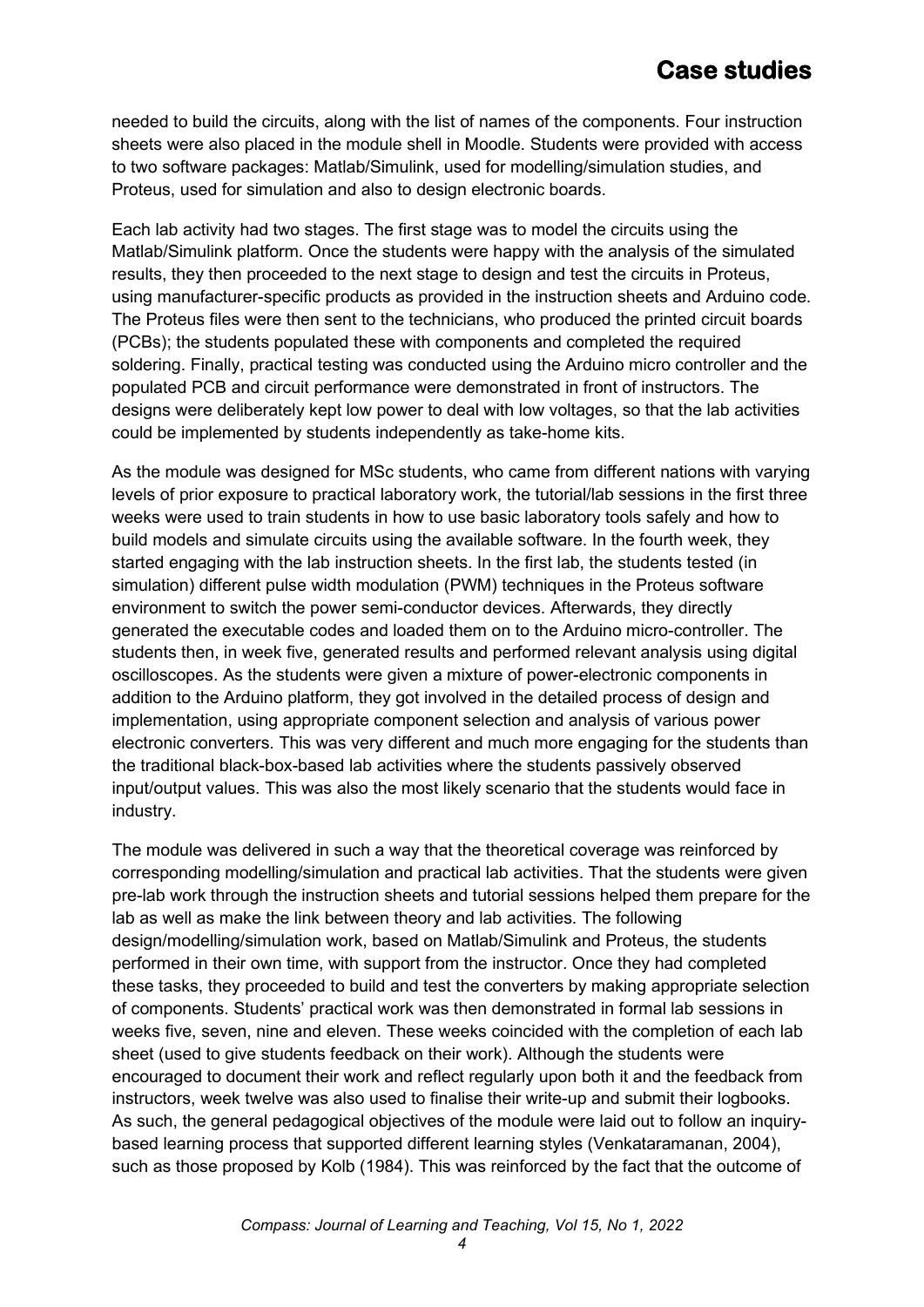needed to build the circuits, along with the list of names of the components. Four instruction sheets were also placed in the module shell in Moodle. Students were provided with access to two software packages: Matlab/Simulink, used for modelling/simulation studies, and Proteus, used for simulation and also to design electronic boards.

Each lab activity had two stages. The first stage was to model the circuits using the Matlab/Simulink platform. Once the students were happy with the analysis of the simulated results, they then proceeded to the next stage to design and test the circuits in Proteus, using manufacturer-specific products as provided in the instruction sheets and Arduino code. The Proteus files were then sent to the technicians, who produced the printed circuit boards (PCBs); the students populated these with components and completed the required soldering. Finally, practical testing was conducted using the Arduino micro controller and the populated PCB and circuit performance were demonstrated in front of instructors. The designs were deliberately kept low power to deal with low voltages, so that the lab activities could be implemented by students independently as take-home kits.

As the module was designed for MSc students, who came from different nations with varying levels of prior exposure to practical laboratory work, the tutorial/lab sessions in the first three weeks were used to train students in how to use basic laboratory tools safely and how to build models and simulate circuits using the available software. In the fourth week, they started engaging with the lab instruction sheets. In the first lab, the students tested (in simulation) different pulse width modulation (PWM) techniques in the Proteus software environment to switch the power semi-conductor devices. Afterwards, they directly generated the executable codes and loaded them on to the Arduino micro-controller. The students then, in week five, generated results and performed relevant analysis using digital oscilloscopes. As the students were given a mixture of power-electronic components in addition to the Arduino platform, they got involved in the detailed process of design and implementation, using appropriate component selection and analysis of various power electronic converters. This was very different and much more engaging for the students than the traditional black-box-based lab activities where the students passively observed input/output values. This was also the most likely scenario that the students would face in industry.

The module was delivered in such a way that the theoretical coverage was reinforced by corresponding modelling/simulation and practical lab activities. That the students were given pre-lab work through the instruction sheets and tutorial sessions helped them prepare for the lab as well as make the link between theory and lab activities. The following design/modelling/simulation work, based on Matlab/Simulink and Proteus, the students performed in their own time, with support from the instructor. Once they had completed these tasks, they proceeded to build and test the converters by making appropriate selection of components. Students' practical work was then demonstrated in formal lab sessions in weeks five, seven, nine and eleven. These weeks coincided with the completion of each lab sheet (used to give students feedback on their work). Although the students were encouraged to document their work and reflect regularly upon both it and the feedback from instructors, week twelve was also used to finalise their write-up and submit their logbooks. As such, the general pedagogical objectives of the module were laid out to follow an inquiry-based learning process that supported different learning styles (Venkataramanan, 2004), such as those proposed by Kolb (1984). This was reinforced by the fact that the outcome of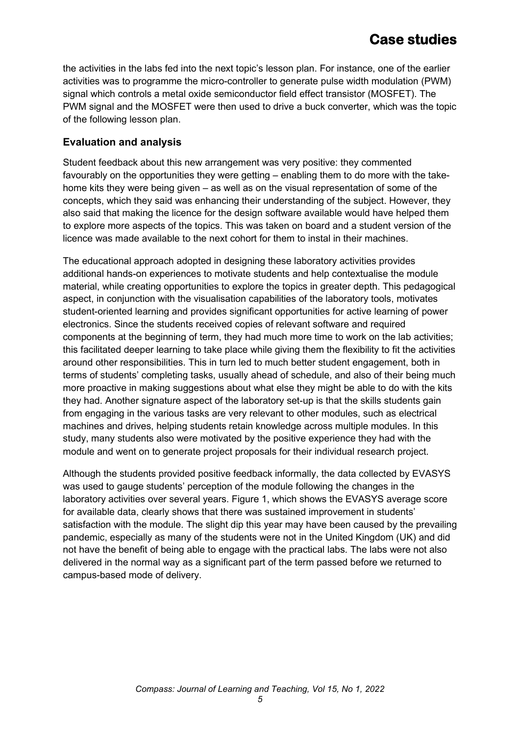the activities in the labs fed into the next topic's lesson plan. For instance, one of the earlier activities was to programme the micro-controller to generate pulse width modulation (PWM) signal which controls a metal oxide semiconductor field effect transistor (MOSFET). The PWM signal and the MOSFET were then used to drive a buck converter, which was the topic of the following lesson plan.

### Evaluation and analysis

Student feedback about this new arrangement was very positive: they commented favourably on the opportunities they were getting – enabling them to do more with the take-home kits they were being given – as well as on the visual representation of some of the concepts, which they said was enhancing their understanding of the subject. However, they also said that making the licence for the design software available would have helped them to explore more aspects of the topics. This was taken on board and a student version of the licence was made available to the next cohort for them to instal in their machines.

The educational approach adopted in designing these laboratory activities provides additional hands-on experiences to motivate students and help contextualise the module material, while creating opportunities to explore the topics in greater depth. This pedagogical aspect, in conjunction with the visualisation capabilities of the laboratory tools, motivates student-oriented learning and provides significant opportunities for active learning of power electronics. Since the students received copies of relevant software and required components at the beginning of term, they had much more time to work on the lab activities; this facilitated deeper learning to take place while giving them the flexibility to fit the activities around other responsibilities. This in turn led to much better student engagement, both in terms of students' completing tasks, usually ahead of schedule, and also of their being much more proactive in making suggestions about what else they might be able to do with the kits they had. Another signature aspect of the laboratory set-up is that the skills students gain from engaging in the various tasks are very relevant to other modules, such as electrical machines and drives, helping students retain knowledge across multiple modules. In this study, many students also were motivated by the positive experience they had with the module and went on to generate project proposals for their individual research project.

Although the students provided positive feedback informally, the data collected by EVASYS was used to gauge students' perception of the module following the changes in the laboratory activities over several years. Figure 1, which shows the EVASYS average score for available data, clearly shows that there was sustained improvement in students' satisfaction with the module. The slight dip this year may have been caused by the prevailing pandemic, especially as many of the students were not in the United Kingdom (UK) and did not have the benefit of being able to engage with the practical labs. The labs were not also delivered in the normal way as a significant part of the term passed before we returned to campus-based mode of delivery.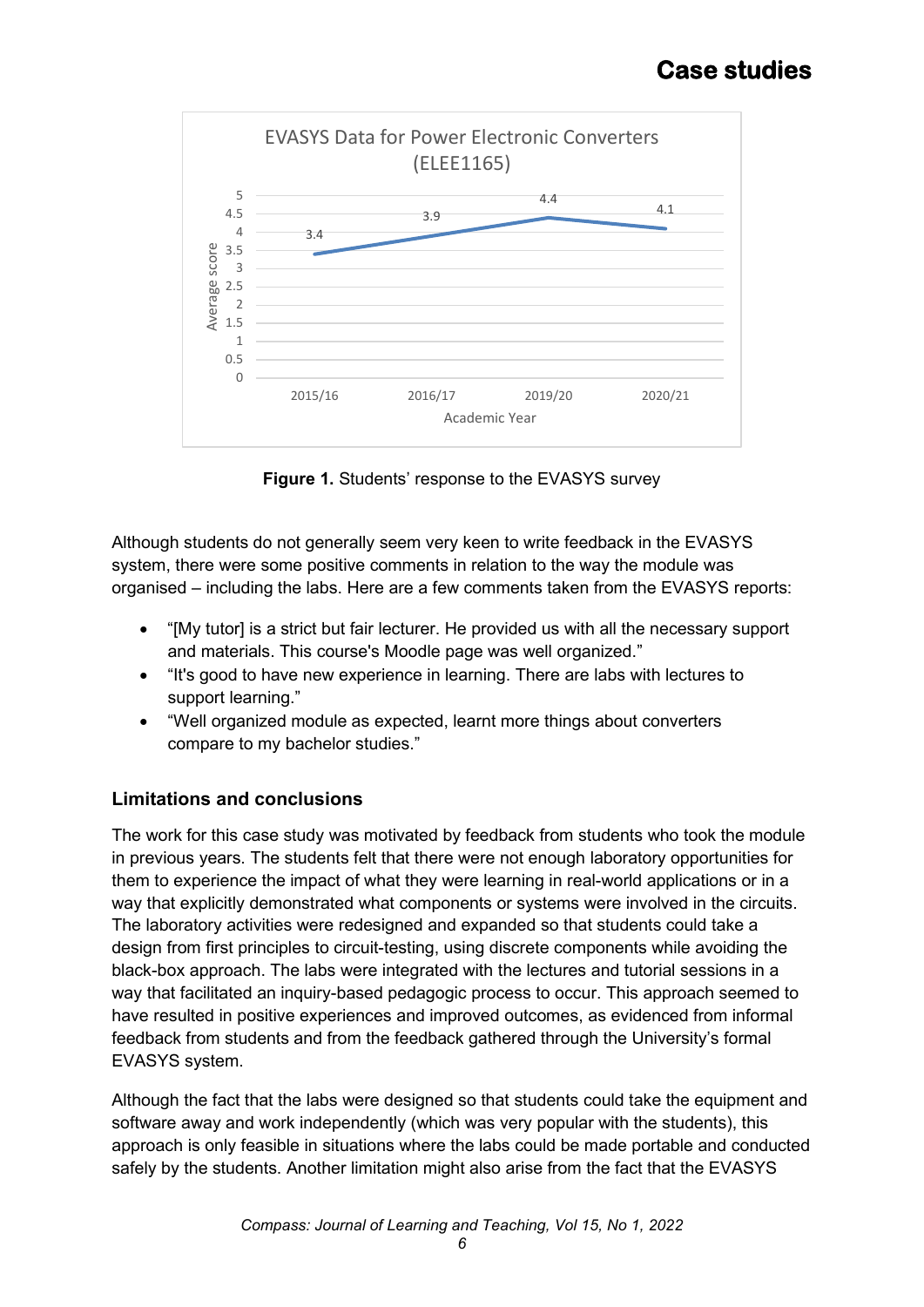EVASYS Data for Power Electronic Converters (ELEE1165)

5
4.5
4
3.5
3
2.5
2
1.5
1
0.5
0

Average score

3.4
3.9
4.4
4.1

2015/16
2016/17
2019/20
2020/21

Academic Year

**Figure 1.** Students' response to the EVASYS survey

Although students do not generally seem very keen to write feedback in the EVASYS system, there were some positive comments in relation to the way the module was organised – including the labs. Here are a few comments taken from the EVASYS reports:

- "[My tutor] is a strict but fair lecturer. He provided us with all the necessary support and materials. This course's Moodle page was well organized."
- "It's good to have new experience in learning. There are labs with lectures to support learning."
- "Well organized module as expected, learnt more things about converters compare to my bachelor studies."

## Limitations and conclusions

The work for this case study was motivated by feedback from students who took the module in previous years. The students felt that there were not enough laboratory opportunities for them to experience the impact of what they were learning in real-world applications or in a way that explicitly demonstrated what components or systems were involved in the circuits. The laboratory activities were redesigned and expanded so that students could take a design from first principles to circuit-testing, using discrete components while avoiding the black-box approach. The labs were integrated with the lectures and tutorial sessions in a way that facilitated an inquiry-based pedagogic process to occur. This approach seemed to have resulted in positive experiences and improved outcomes, as evidenced from informal feedback from students and from the feedback gathered through the University's formal EVASYS system.

Although the fact that the labs were designed so that students could take the equipment and software away and work independently (which was very popular with the students), this approach is only feasible in situations where the labs could be made portable and conducted safely by the students. Another limitation might also arise from the fact that the EVASYS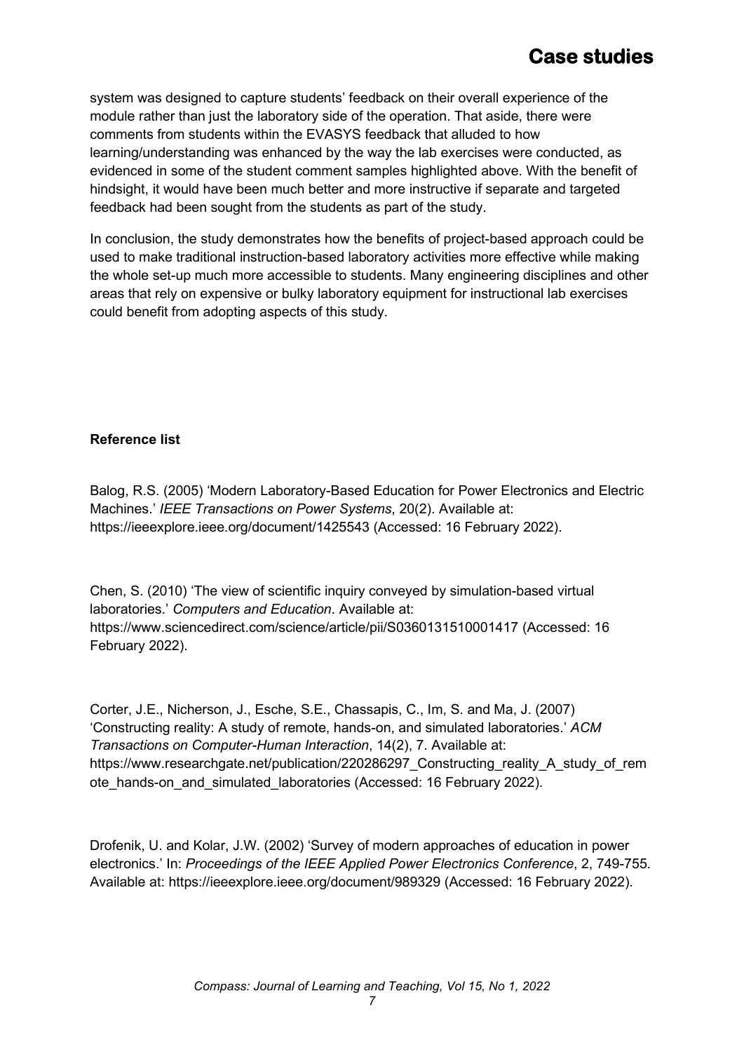system was designed to capture students' feedback on their overall experience of the module rather than just the laboratory side of the operation. That aside, there were comments from students within the EVASYS feedback that alluded to how learning/understanding was enhanced by the way the lab exercises were conducted, as evidenced in some of the student comment samples highlighted above. With the benefit of hindsight, it would have been much better and more instructive if separate and targeted feedback had been sought from the students as part of the study.

In conclusion, the study demonstrates how the benefits of project-based approach could be used to make traditional instruction-based laboratory activities more effective while making the whole set-up much more accessible to students. Many engineering disciplines and other areas that rely on expensive or bulky laboratory equipment for instructional lab exercises could benefit from adopting aspects of this study.

**Reference list**

Balog, R.S. (2005) 'Modern Laboratory-Based Education for Power Electronics and Electric Machines.' *IEEE Transactions on Power Systems*, 20(2). Available at: https://ieeexplore.ieee.org/document/1425543 (Accessed: 16 February 2022).

Chen, S. (2010) 'The view of scientific inquiry conveyed by simulation-based virtual laboratories.' *Computers and Education*. Available at: https://www.sciencedirect.com/science/article/pii/S0360131510001417 (Accessed: 16 February 2022).

Corter, J.E., Nicherson, J., Esche, S.E., Chassapis, C., Im, S. and Ma, J. (2007) 'Constructing reality: A study of remote, hands-on, and simulated laboratories.' *ACM Transactions on Computer-Human Interaction*, 14(2), 7. Available at: https://www.researchgate.net/publication/220286297_Constructing_reality_A_study_of_remote_hands-on_and_simulated_laboratories (Accessed: 16 February 2022).

Drofenik, U. and Kolar, J.W. (2002) 'Survey of modern approaches of education in power electronics.' In: *Proceedings of the IEEE Applied Power Electronics Conference*, 2, 749-755. Available at: https://ieeexplore.ieee.org/document/989329 (Accessed: 16 February 2022).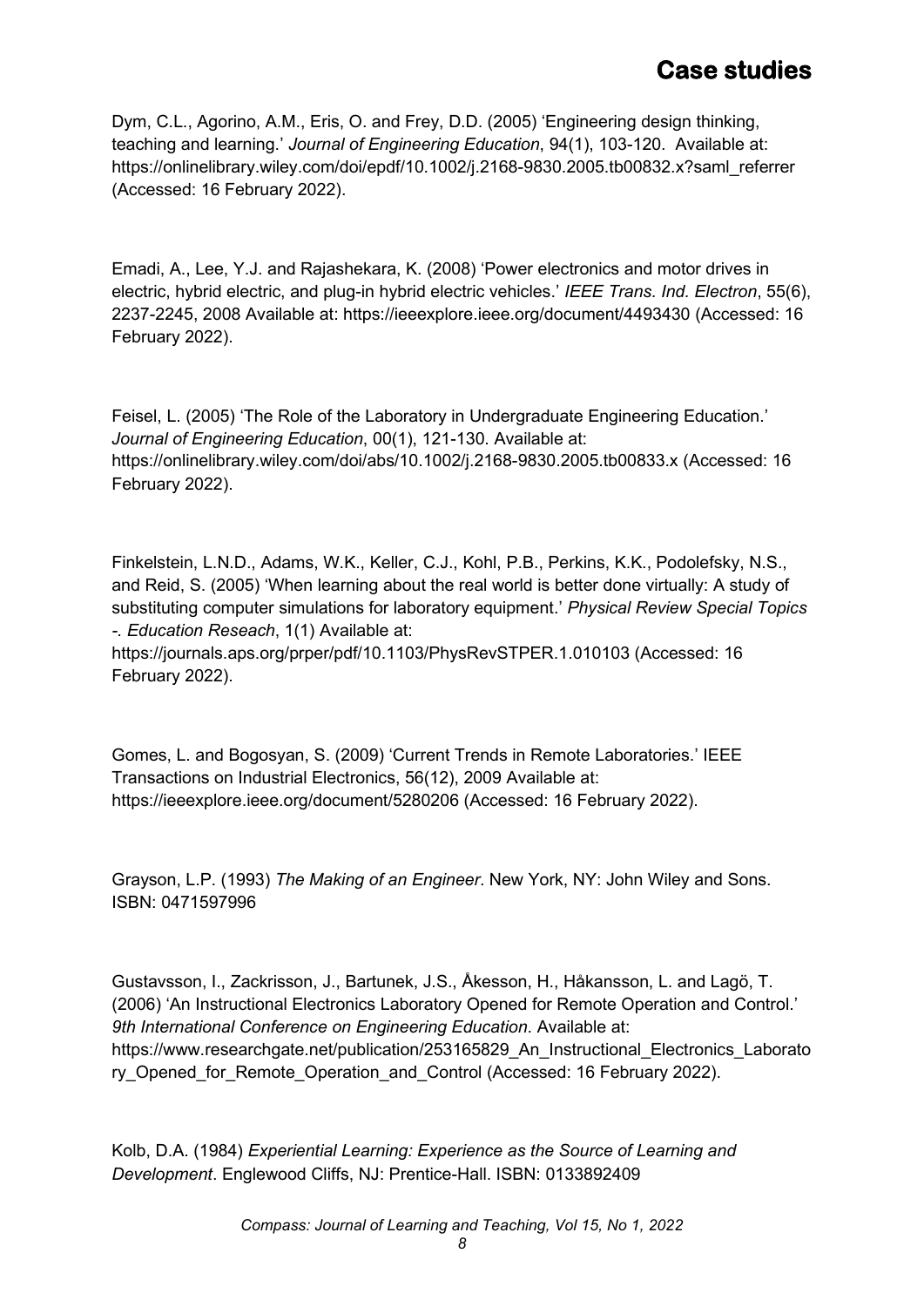Dym, C.L., Agorino, A.M., Eris, O. and Frey, D.D. (2005) 'Engineering design thinking, teaching and learning.' *Journal of Engineering Education*, 94(1), 103-120. Available at: https://onlinelibrary.wiley.com/doi/epdf/10.1002/j.2168-9830.2005.tb00832.x?saml_referrer (Accessed: 16 February 2022).

Emadi, A., Lee, Y.J. and Rajashekara, K. (2008) 'Power electronics and motor drives in electric, hybrid electric, and plug-in hybrid electric vehicles.' *IEEE Trans. Ind. Electron*, 55(6), 2237-2245, 2008 Available at: https://ieeexplore.ieee.org/document/4493430 (Accessed: 16 February 2022).

Feisel, L. (2005) 'The Role of the Laboratory in Undergraduate Engineering Education.' *Journal of Engineering Education*, 00(1), 121-130. Available at: https://onlinelibrary.wiley.com/doi/abs/10.1002/j.2168-9830.2005.tb00833.x (Accessed: 16 February 2022).

Finkelstein, L.N.D., Adams, W.K., Keller, C.J., Kohl, P.B., Perkins, K.K., Podolefsky, N.S., and Reid, S. (2005) 'When learning about the real world is better done virtually: A study of substituting computer simulations for laboratory equipment.' *Physical Review Special Topics -. Education Reseach*, 1(1) Available at: https://journals.aps.org/prper/pdf/10.1103/PhysRevSTPER.1.010103 (Accessed: 16 February 2022).

Gomes, L. and Bogosyan, S. (2009) 'Current Trends in Remote Laboratories.' IEEE Transactions on Industrial Electronics, 56(12), 2009 Available at: https://ieeexplore.ieee.org/document/5280206 (Accessed: 16 February 2022).

Grayson, L.P. (1993) *The Making of an Engineer*. New York, NY: John Wiley and Sons. ISBN: 0471597996

Gustavsson, I., Zackrisson, J., Bartunek, J.S., Åkesson, H., Håkansson, L. and Lagö, T. (2006) 'An Instructional Electronics Laboratory Opened for Remote Operation and Control.' *9th International Conference on Engineering Education*. Available at: https://www.researchgate.net/publication/253165829_An_Instructional_Electronics_Laboratory_Opened_for_Remote_Operation_and_Control (Accessed: 16 February 2022).

Kolb, D.A. (1984) *Experiential Learning: Experience as the Source of Learning and Development*. Englewood Cliffs, NJ: Prentice-Hall. ISBN: 0133892409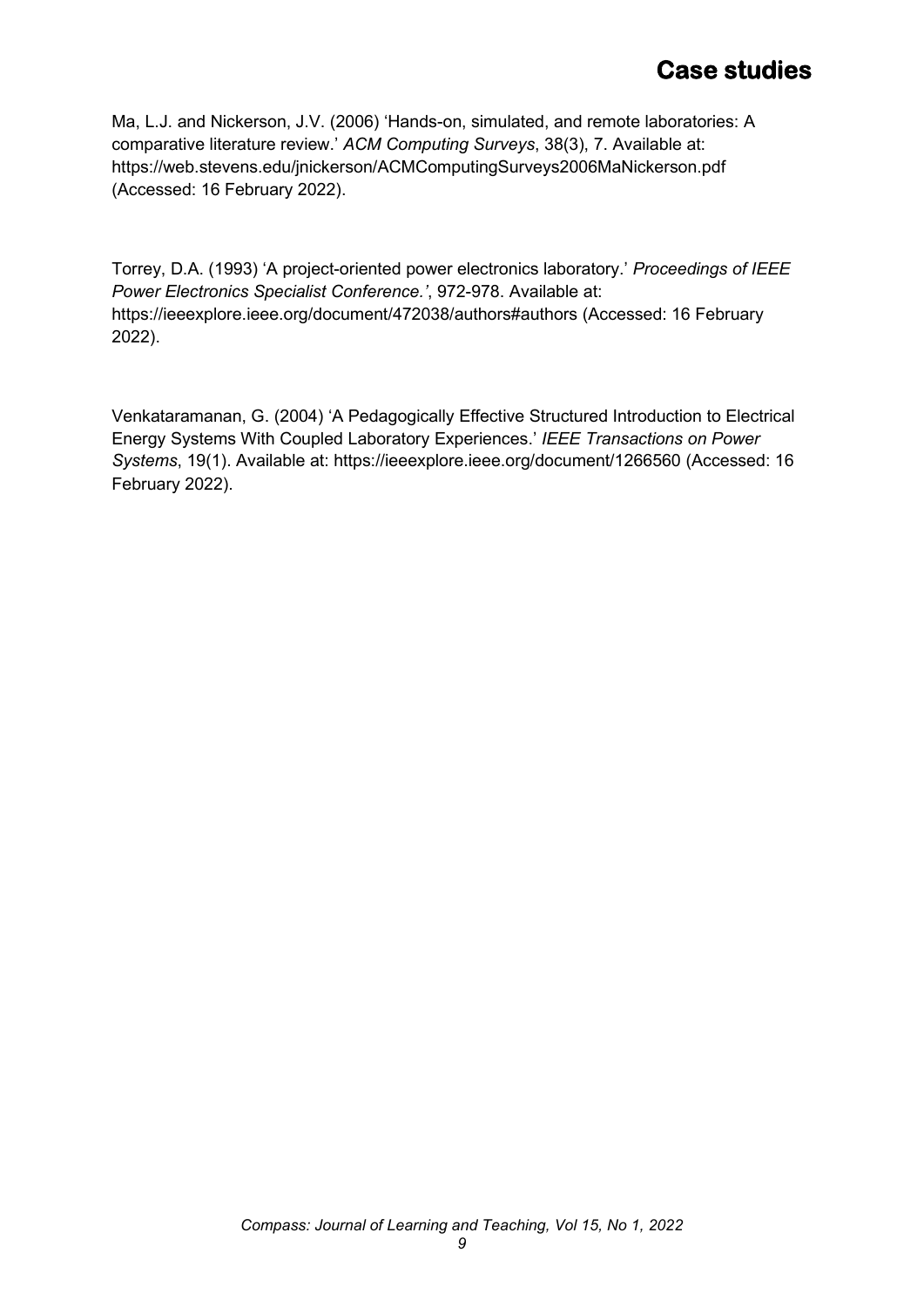Ma, L.J. and Nickerson, J.V. (2006) 'Hands-on, simulated, and remote laboratories: A comparative literature review.' *ACM Computing Surveys*, 38(3), 7. Available at: https://web.stevens.edu/jnickerson/ACMComputingSurveys2006MaNickerson.pdf (Accessed: 16 February 2022).

Torrey, D.A. (1993) 'A project-oriented power electronics laboratory.' *Proceedings of IEEE Power Electronics Specialist Conference.'*, 972-978. Available at: https://ieeexplore.ieee.org/document/472038/authors#authors (Accessed: 16 February 2022).

Venkataramanan, G. (2004) 'A Pedagogically Effective Structured Introduction to Electrical Energy Systems With Coupled Laboratory Experiences.' *IEEE Transactions on Power Systems*, 19(1). Available at: https://ieeexplore.ieee.org/document/1266560 (Accessed: 16 February 2022).